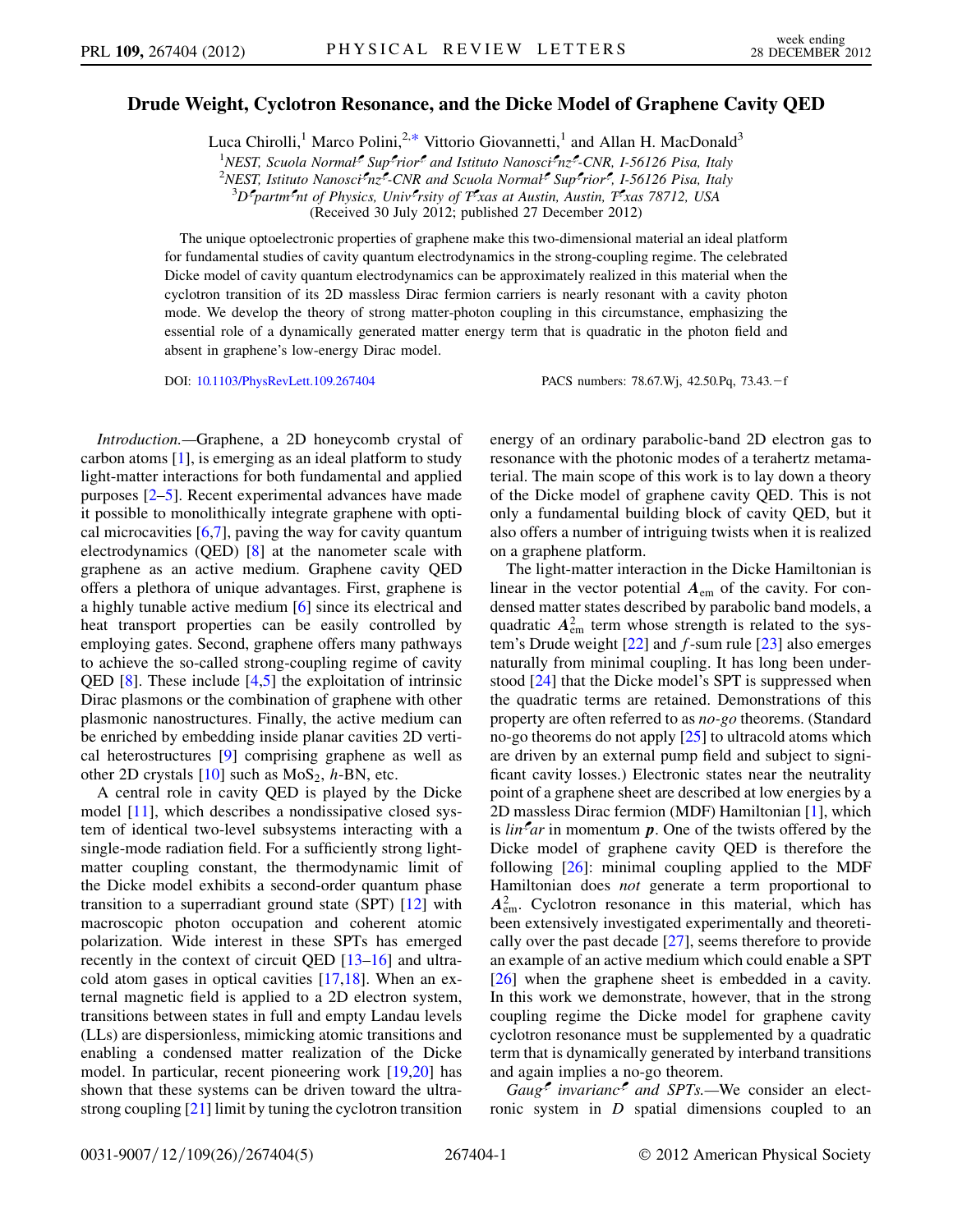# Drude Weight, Cyclotron Resonance, and the Dicke Model of Graphene Cavity QED

Luca Chirolli,[1] Marco Polini,[2,*] Vittorio Giovannetti,[1] and Allan H. MacDonald[3]

[1]NEST, Scuola Normale Superiore and Istituto Nanoscienze-CNR, I-56126 Pisa, Italy
[2]NEST, Istituto Nanoscienze-CNR and Scuola Normale Superiore, I-56126 Pisa, Italy
[3]Department of Physics, University of Texas at Austin, Austin, Texas 78712, USA
(Received 30 July 2012; published 27 December 2012)

The unique optoelectronic properties of graphene make this two-dimensional material an ideal platform for fundamental studies of cavity quantum electrodynamics in the strong-coupling regime. The celebrated Dicke model of cavity quantum electrodynamics can be approximately realized in this material when the cyclotron transition of its 2D massless Dirac fermion carriers is nearly resonant with a cavity photon mode. We develop the theory of strong matter-photon coupling in this circumstance, emphasizing the essential role of a dynamically generated matter energy term that is quadratic in the photon field and absent in graphene's low-energy Dirac model.

DOI: 10.1103/PhysRevLett.109.267404 PACS numbers: 78.67.Wj, 42.50.Pq, 73.43.−f

*Introduction.*—Graphene, a 2D honeycomb crystal of carbon atoms [1], is emerging as an ideal platform to study light-matter interactions for both fundamental and applied purposes [2–5]. Recent experimental advances have made it possible to monolithically integrate graphene with optical microcavities [6,7], paving the way for cavity quantum electrodynamics (QED) [8] at the nanometer scale with graphene as an active medium. Graphene cavity QED offers a plethora of unique advantages. First, graphene is a highly tunable active medium [6] since its electrical and heat transport properties can be easily controlled by employing gates. Second, graphene offers many pathways to achieve the so-called strong-coupling regime of cavity QED [8]. These include [4,5] the exploitation of intrinsic Dirac plasmons or the combination of graphene with other plasmonic nanostructures. Finally, the active medium can be enriched by embedding inside planar cavities 2D vertical heterostructures [9] comprising graphene as well as other 2D crystals [10] such as $MoS_2$, $h$-BN, etc.

A central role in cavity QED is played by the Dicke model [11], which describes a nondissipative closed system of identical two-level subsystems interacting with a single-mode radiation field. For a sufficiently strong light-matter coupling constant, the thermodynamic limit of the Dicke model exhibits a second-order quantum phase transition to a superradiant ground state (SPT) [12] with macroscopic photon occupation and coherent atomic polarization. Wide interest in these SPTs has emerged recently in the context of circuit QED [13–16] and ultracold atom gases in optical cavities [17,18]. When an external magnetic field is applied to a 2D electron system, transitions between states in full and empty Landau levels (LLs) are dispersionless, mimicking atomic transitions and enabling a condensed matter realization of the Dicke model. In particular, recent pioneering work [19,20] has shown that these systems can be driven toward the ultrastrong coupling [21] limit by tuning the cyclotron transition energy of an ordinary parabolic-band 2D electron gas to resonance with the photonic modes of a terahertz metamaterial. The main scope of this work is to lay down a theory of the Dicke model of graphene cavity QED. This is not only a fundamental building block of cavity QED, but it also offers a number of intriguing twists when it is realized on a graphene platform.

The light-matter interaction in the Dicke Hamiltonian is linear in the vector potential $\boldsymbol{A}_{\rm em}$ of the cavity. For condensed matter states described by parabolic band models, a quadratic $\boldsymbol{A}^2_{\rm em}$ term whose strength is related to the system's Drude weight [22] and $f$-sum rule [23] also emerges naturally from minimal coupling. It has long been understood [24] that the Dicke model's SPT is suppressed when the quadratic terms are retained. Demonstrations of this property are often referred to as *no-go* theorems. (Standard no-go theorems do not apply [25] to ultracold atoms which are driven by an external pump field and subject to significant cavity losses.) Electronic states near the neutrality point of a graphene sheet are described at low energies by a 2D massless Dirac fermion (MDF) Hamiltonian [1], which is *linear* in momentum $\boldsymbol{p}$. One of the twists offered by the Dicke model of graphene cavity QED is therefore the following [26]: minimal coupling applied to the MDF Hamiltonian does *not* generate a term proportional to $\boldsymbol{A}^2_{\rm em}$. Cyclotron resonance in this material, which has been extensively investigated experimentally and theoretically over the past decade [27], seems therefore to provide an example of an active medium which could enable a SPT [26] when the graphene sheet is embedded in a cavity. In this work we demonstrate, however, that in the strong coupling regime the Dicke model for graphene cavity cyclotron resonance must be supplemented by a quadratic term that is dynamically generated by interband transitions and again implies a no-go theorem.

*Gauge invariance and SPTs.*—We consider an electronic system in $D$ spatial dimensions coupled to an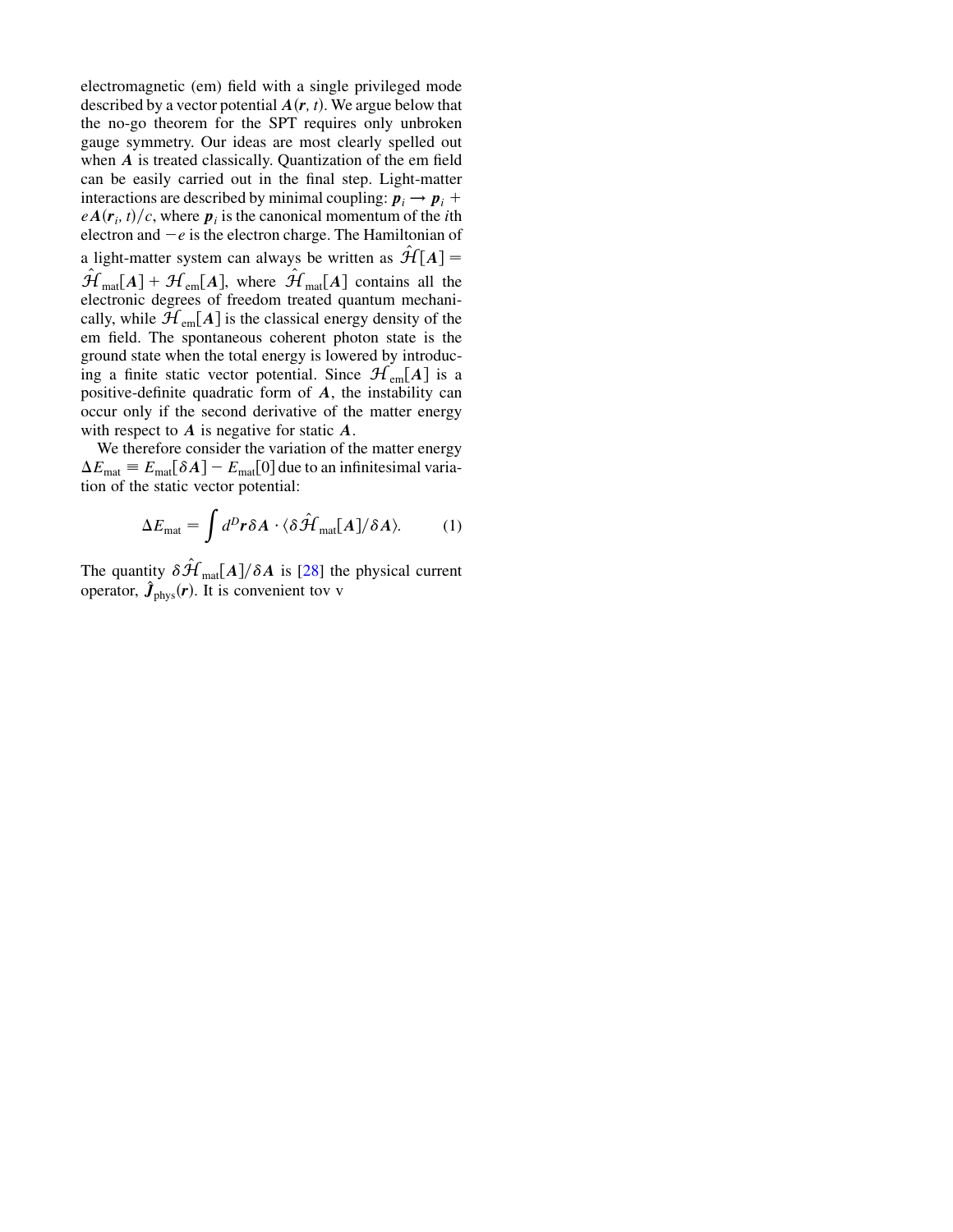electromagnetic (em) field with a single privileged mode described by a vector potential $\boldsymbol{A}(\boldsymbol{r}, t)$. We argue below that the no-go theorem for the SPT requires only unbroken gauge symmetry. Our ideas are most clearly spelled out when $\boldsymbol{A}$ is treated classically. Quantization of the em field can be easily carried out in the final step. Light-matter interactions are described by minimal coupling: $\boldsymbol{p}_i \rightarrow \boldsymbol{p}_i + e\boldsymbol{A}(\boldsymbol{r}_i, t)/c$, where $\boldsymbol{p}_i$ is the canonical momentum of the $i$th electron and $-e$ is the electron charge. The Hamiltonian of a light-matter system can always be written as $\hat{\mathcal{H}}[\boldsymbol{A}] = \hat{\mathcal{H}}_{\text{mat}}[\boldsymbol{A}] + \mathcal{H}_{\text{em}}[\boldsymbol{A}]$, where $\hat{\mathcal{H}}_{\text{mat}}[\boldsymbol{A}]$ contains all the electronic degrees of freedom treated quantum mechanically, while $\mathcal{H}_{\text{em}}[\boldsymbol{A}]$ is the classical energy density of the em field. The spontaneous coherent photon state is the ground state when the total energy is lowered by introducing a finite static vector potential. Since $\mathcal{H}_{\text{em}}[\boldsymbol{A}]$ is a positive-definite quadratic form of $\boldsymbol{A}$, the instability can occur only if the second derivative of the matter energy with respect to $\boldsymbol{A}$ is negative for static $\boldsymbol{A}$.

We therefore consider the variation of the matter energy $\Delta E_{\text{mat}} \equiv E_{\text{mat}}[\delta \boldsymbol{A}] - E_{\text{mat}}[0]$ due to an infinitesimal variation of the static vector potential:

$$\Delta E_{\text{mat}} = \int d^D\boldsymbol{r}\, \delta\boldsymbol{A} \cdot \langle \delta\hat{\mathcal{H}}_{\text{mat}}[\boldsymbol{A}]/\delta\boldsymbol{A} \rangle. \tag{1}$$

The quantity $\delta\hat{\mathcal{H}}_{\text{mat}}[\boldsymbol{A}]/\delta\boldsymbol{A}$ is [28] the physical current operator, $\hat{\boldsymbol{J}}_{\text{phys}}(\boldsymbol{r})$. It is convenient tov v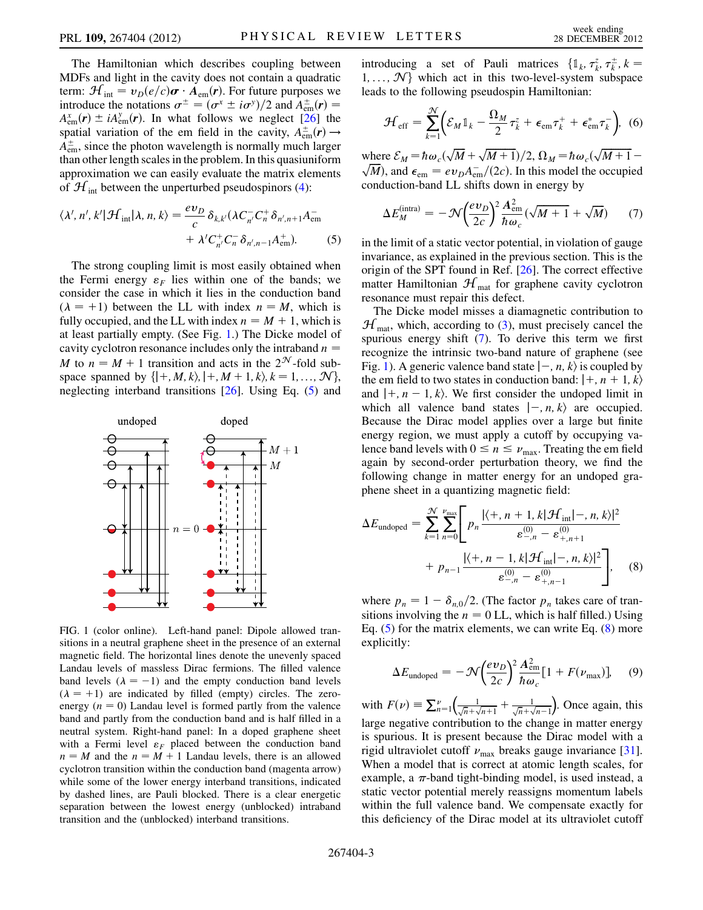The Hamiltonian which describes coupling between MDFs and light in the cavity does not contain a quadratic term: $\mathcal{H}_{\rm int} = v_D(e/c)\boldsymbol{\sigma}\cdot\boldsymbol{A}_{\rm em}(\boldsymbol{r})$. For future purposes we introduce the notations $\sigma^{\pm} = (\sigma^x \pm i\sigma^y)/2$ and $A^{\pm}_{\rm em}(\boldsymbol{r}) = A^x_{\rm em}(\boldsymbol{r}) \pm iA^y_{\rm em}(\boldsymbol{r})$. In what follows we neglect [26] the spatial variation of the em field in the cavity, $A^{\pm}_{\rm em}(\boldsymbol{r}) \to A^{\pm}_{\rm em}$, since the photon wavelength is normally much larger than other length scales in the problem. In this quasiuniform approximation we can easily evaluate the matrix elements of $\mathcal{H}_{\rm int}$ between the unperturbed pseudospinors (4):

$$\langle \lambda', n', k'|\mathcal{H}_{\rm int}|\lambda, n, k\rangle = \frac{ev_D}{c}\delta_{k,k'}(\lambda C^-_{n'}C^+_n\delta_{n',n+1}A^-_{\rm em} + \lambda' C^+_{n'}C^-_n\delta_{n',n-1}A^+_{\rm em}). \qquad (5)$$

The strong coupling limit is most easily obtained when the Fermi energy $\varepsilon_F$ lies within one of the bands; we consider the case in which it lies in the conduction band ($\lambda = +1$) between the LL with index $n = M$, which is fully occupied, and the LL with index $n = M + 1$, which is at least partially empty. (See Fig. 1.) The Dicke model of cavity cyclotron resonance includes only the intraband $n = M$ to $n = M + 1$ transition and acts in the $2^{\mathcal{N}}$-fold subspace spanned by $\{|+, M, k\rangle, |+, M + 1, k\rangle, k = 1, \ldots, \mathcal{N}\}$, neglecting interband transitions [26]. Using Eq. (5) and introducing a set of Pauli matrices $\{\mathbb{1}_k, \tau^z_k, \tau^{\pm}_k, k = 1, \ldots, \mathcal{N}\}$ which act in this two-level-system subspace leads to the following pseudospin Hamiltonian:

$$\mathcal{H}_{\rm eff} = \sum_{k=1}^{\mathcal{N}}\left(\mathcal{E}_M\mathbb{1}_k - \frac{\Omega_M}{2}\tau^z_k + \epsilon_{\rm em}\tau^+_k + \epsilon^*_{\rm em}\tau^-_k\right), \qquad (6)$$

where $\mathcal{E}_M = \hbar\omega_c(\sqrt{M} + \sqrt{M+1})/2$, $\Omega_M = \hbar\omega_c(\sqrt{M+1} - \sqrt{M})$, and $\epsilon_{\rm em} = ev_DA^-_{\rm em}/(2c)$. In this model the occupied conduction-band LL shifts down in energy by

$$\Delta E^{(\rm intra)}_M = -\mathcal{N}\left(\frac{ev_D}{2c}\right)^2\frac{A^2_{\rm em}}{\hbar\omega_c}(\sqrt{M+1} + \sqrt{M}) \qquad (7)$$

in the limit of a static vector potential, in violation of gauge invariance, as explained in the previous section. This is the origin of the SPT found in Ref. [26]. The correct effective matter Hamiltonian $\mathcal{H}_{\rm mat}$ for graphene cavity cyclotron resonance must repair this defect.

undoped

doped

$M+1$

$M$

$n=0$

FIG. 1 (color online). Left-hand panel: Dipole allowed transitions in a neutral graphene sheet in the presence of an external magnetic field. The horizontal lines denote the unevenly spaced Landau levels of massless Dirac fermions. The filled valence band levels ($\lambda = -1$) and the empty conduction band levels ($\lambda = +1$) are indicated by filled (empty) circles. The zero-energy ($n = 0$) Landau level is formed partly from the valence band and partly from the conduction band and is half filled in a neutral system. Right-hand panel: In a doped graphene sheet with a Fermi level $\varepsilon_F$ placed between the conduction band $n = M$ and the $n = M + 1$ Landau levels, there is an allowed cyclotron transition within the conduction band (magenta arrow) while some of the lower energy interband transitions, indicated by dashed lines, are Pauli blocked. There is a clear energetic separation between the lowest energy (unblocked) intraband transition and the (unblocked) interband transitions.

The Dicke model misses a diamagnetic contribution to $\mathcal{H}_{\rm mat}$ which, according to (3), must precisely cancel the spurious energy shift (7). To derive this term we first recognize the intrinsic two-band nature of graphene (see Fig. 1). A generic valence band state $|-, n, k\rangle$ is coupled by the em field to two states in conduction band: $|+, n + 1, k\rangle$ and $|+, n - 1, k\rangle$. We first consider the undoped limit in which all valence band states $|-, n, k\rangle$ are occupied. Because the Dirac model applies over a large but finite energy region, we must apply a cutoff by occupying valence band levels with $0 \leq n \leq \nu_{\rm max}$. Treating the em field again by second-order perturbation theory, we find the following change in matter energy for an undoped graphene sheet in a quantizing magnetic field:

$$\Delta E_{\rm undoped} = \sum_{k=1}^{\mathcal{N}}\sum_{n=0}^{\nu_{\rm max}}\left[p_n\frac{|\langle +, n+1, k|\mathcal{H}_{\rm int}|-, n, k\rangle|^2}{\varepsilon^{(0)}_{-,n} - \varepsilon^{(0)}_{+,n+1}} + p_{n-1}\frac{|\langle +, n-1, k|\mathcal{H}_{\rm int}|-, n, k\rangle|^2}{\varepsilon^{(0)}_{-,n} - \varepsilon^{(0)}_{+,n-1}}\right], \qquad (8)$$

where $p_n = 1 - \delta_{n,0}/2$. (The factor $p_n$ takes care of transitions involving the $n = 0$ LL, which is half filled.) Using Eq. (5) for the matrix elements, we can write Eq. (8) more explicitly:

$$\Delta E_{\rm undoped} = -\mathcal{N}\left(\frac{ev_D}{2c}\right)^2\frac{A^2_{\rm em}}{\hbar\omega_c}[1 + F(\nu_{\rm max})], \qquad (9)$$

with $F(\nu) \equiv \sum_{n=1}^{\nu}\left(\frac{1}{\sqrt{n}+\sqrt{n+1}} + \frac{1}{\sqrt{n}+\sqrt{n-1}}\right)$. Once again, this large negative contribution to the change in matter energy is spurious. It is present because the Dirac model with a rigid ultraviolet cutoff $\nu_{\rm max}$ breaks gauge invariance [31]. When a model that is correct at atomic length scales, for example, a $\pi$-band tight-binding model, is used instead, a static vector potential merely reassigns momentum labels within the full valence band. We compensate exactly for this deficiency of the Dirac model at its ultraviolet cutoff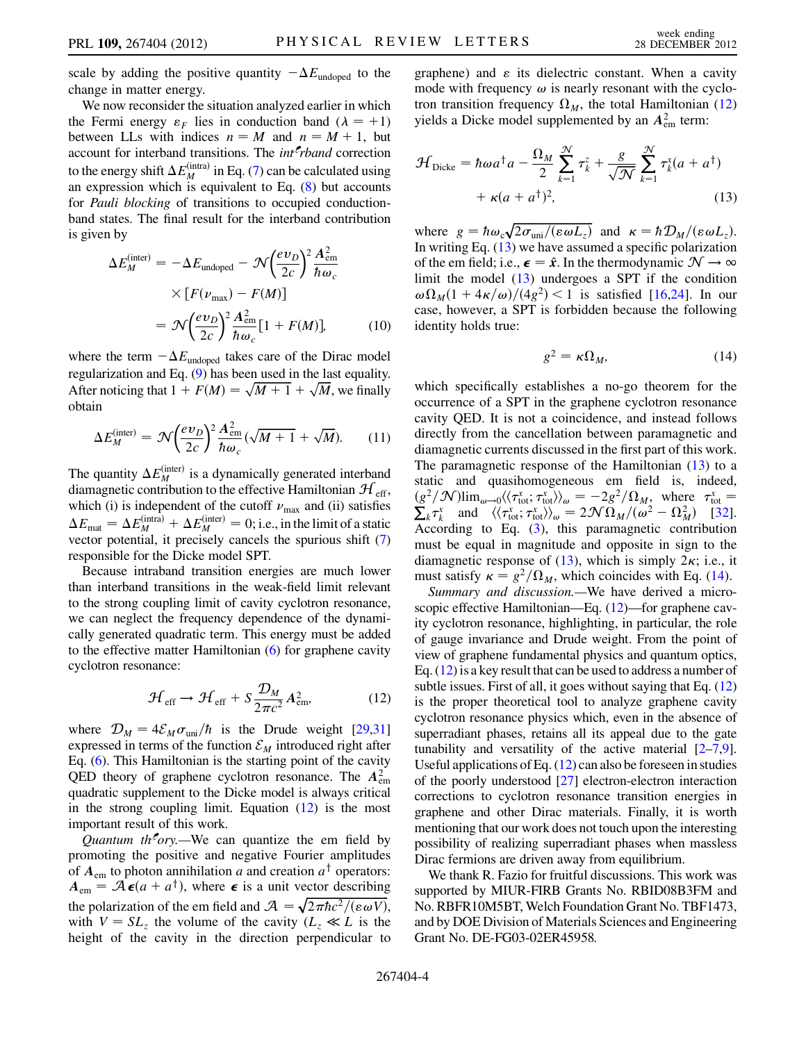scale by adding the positive quantity $-\Delta E_{\rm undoped}$ to the change in matter energy.

We now reconsider the situation analyzed earlier in which the Fermi energy $\varepsilon_F$ lies in conduction band ($\lambda = +1$) between LLs with indices $n = M$ and $n = M + 1$, but account for interband transitions. The *interband* correction to the energy shift $\Delta E_M^{\rm (intra)}$ in Eq. (7) can be calculated using an expression which is equivalent to Eq. (8) but accounts for *Pauli blocking* of transitions to occupied conduction-band states. The final result for the interband contribution is given by

$$\begin{aligned}\Delta E_M^{\rm (inter)} &= -\Delta E_{\rm undoped} - \mathcal{N}\left(\frac{e v_D}{2c}\right)^2 \frac{\boldsymbol{A}_{\rm em}^2}{\hbar\omega_c} \\ &\quad\times [F(\nu_{\rm max}) - F(M)] \\ &= \mathcal{N}\left(\frac{e v_D}{2c}\right)^2 \frac{\boldsymbol{A}_{\rm em}^2}{\hbar\omega_c}[1 + F(M)], \end{aligned} \tag{10}$$

where the term $-\Delta E_{\rm undoped}$ takes care of the Dirac model regularization and Eq. (9) has been used in the last equality. After noticing that $1 + F(M) = \sqrt{M+1} + \sqrt{M}$, we finally obtain

$$\Delta E_M^{\rm (inter)} = \mathcal{N}\left(\frac{e v_D}{2c}\right)^2 \frac{\boldsymbol{A}_{\rm em}^2}{\hbar\omega_c}(\sqrt{M+1} + \sqrt{M}). \tag{11}$$

The quantity $\Delta E_M^{\rm (inter)}$ is a dynamically generated interband diamagnetic contribution to the effective Hamiltonian $\mathcal{H}_{\rm eff}$, which (i) is independent of the cutoff $\nu_{\rm max}$ and (ii) satisfies $\Delta E_{\rm mat} = \Delta E_M^{\rm (intra)} + \Delta E_M^{\rm (inter)} = 0$; i.e., in the limit of a static vector potential, it precisely cancels the spurious shift (7) responsible for the Dicke model SPT.

Because intraband transition energies are much lower than interband transitions in the weak-field limit relevant to the strong coupling limit of cavity cyclotron resonance, we can neglect the frequency dependence of the dynamically generated quadratic term. This energy must be added to the effective matter Hamiltonian (6) for graphene cavity cyclotron resonance:

$$\mathcal{H}_{\rm eff} \to \mathcal{H}_{\rm eff} + S\frac{\mathcal{D}_M}{2\pi c^2}\boldsymbol{A}_{\rm em}^2, \tag{12}$$

where $\mathcal{D}_M = 4\mathcal{E}_M\sigma_{\rm uni}/\hbar$ is the Drude weight [29,31] expressed in terms of the function $\mathcal{E}_M$ introduced right after Eq. (6). This Hamiltonian is the starting point of the cavity QED theory of graphene cyclotron resonance. The $\boldsymbol{A}_{\rm em}^2$ quadratic supplement to the Dicke model is always critical in the strong coupling limit. Equation (12) is the most important result of this work.

*Quantum theory.*—We can quantize the em field by promoting the positive and negative Fourier amplitudes of $\boldsymbol{A}_{\rm em}$ to photon annihilation $a$ and creation $a^\dagger$ operators: $\boldsymbol{A}_{\rm em} = \mathcal{A}\boldsymbol{\epsilon}(a + a^\dagger)$, where $\boldsymbol{\epsilon}$ is a unit vector describing the polarization of the em field and $\mathcal{A} = \sqrt{2\pi\hbar c^2/(\varepsilon\omega V)}$, with $V = SL_z$ the volume of the cavity ($L_z \ll L$ is the height of the cavity in the direction perpendicular to graphene) and $\varepsilon$ its dielectric constant. When a cavity mode with frequency $\omega$ is nearly resonant with the cyclotron transition frequency $\Omega_M$, the total Hamiltonian (12) yields a Dicke model supplemented by an $\boldsymbol{A}_{\rm em}^2$ term:

$$\begin{aligned}\mathcal{H}_{\rm Dicke} &= \hbar\omega a^\dagger a - \frac{\Omega_M}{2}\sum_{k=1}^{\mathcal{N}}\tau_k^z + \frac{g}{\sqrt{\mathcal{N}}}\sum_{k=1}^{\mathcal{N}}\tau_k^x(a + a^\dagger) \\ &\quad + \kappa(a + a^\dagger)^2, \end{aligned} \tag{13}$$

where $g = \hbar\omega_c\sqrt{2\sigma_{\rm uni}/(\varepsilon\omega L_z)}$ and $\kappa = \hbar\mathcal{D}_M/(\varepsilon\omega L_z)$. In writing Eq. (13) we have assumed a specific polarization of the em field; i.e., $\boldsymbol{\epsilon} = \hat{\boldsymbol{x}}$. In the thermodynamic $\mathcal{N} \to \infty$ limit the model (13) undergoes a SPT if the condition $\omega\Omega_M(1 + 4\kappa/\omega)/(4g^2) < 1$ is satisfied [16,24]. In our case, however, a SPT is forbidden because the following identity holds true:

$$g^2 = \kappa\Omega_M, \tag{14}$$

which specifically establishes a no-go theorem for the occurrence of a SPT in the graphene cyclotron resonance cavity QED. It is not a coincidence, and instead follows directly from the cancellation between paramagnetic and diamagnetic currents discussed in the first part of this work. The paramagnetic response of the Hamiltonian (13) to a static and quasihomogeneous em field is, indeed, $(g^2/\mathcal{N})\lim_{\omega\to 0}\langle\langle\tau_{\rm tot}^x;\tau_{\rm tot}^x\rangle\rangle_\omega = -2g^2/\Omega_M$, where $\tau_{\rm tot}^x = \sum_k\tau_k^x$ and $\langle\langle\tau_{\rm tot}^x;\tau_{\rm tot}^x\rangle\rangle_\omega = 2\mathcal{N}\Omega_M/(\omega^2 - \Omega_M^2)$ [32]. According to Eq. (3), this paramagnetic contribution must be equal in magnitude and opposite in sign to the diamagnetic response of (13), which is simply $2\kappa$; i.e., it must satisfy $\kappa = g^2/\Omega_M$, which coincides with Eq. (14).

*Summary and discussion.*—We have derived a microscopic effective Hamiltonian—Eq. (12)—for graphene cavity cyclotron resonance, highlighting, in particular, the role of gauge invariance and Drude weight. From the point of view of graphene fundamental physics and quantum optics, Eq. (12) is a key result that can be used to address a number of subtle issues. First of all, it goes without saying that Eq. (12) is the proper theoretical tool to analyze graphene cavity cyclotron resonance physics which, even in the absence of superradiant phases, retains all its appeal due to the gate tunability and versatility of the active material [2–7,9]. Useful applications of Eq. (12) can also be foreseen in studies of the poorly understood [27] electron-electron interaction corrections to cyclotron resonance transition energies in graphene and other Dirac materials. Finally, it is worth mentioning that our work does not touch upon the interesting possibility of realizing superradiant phases when massless Dirac fermions are driven away from equilibrium.

We thank R. Fazio for fruitful discussions. This work was supported by MIUR-FIRB Grants No. RBID08B3FM and No. RBFR10M5BT, Welch Foundation Grant No. TBF1473, and by DOE Division of Materials Sciences and Engineering Grant No. DE-FG03-02ER45958.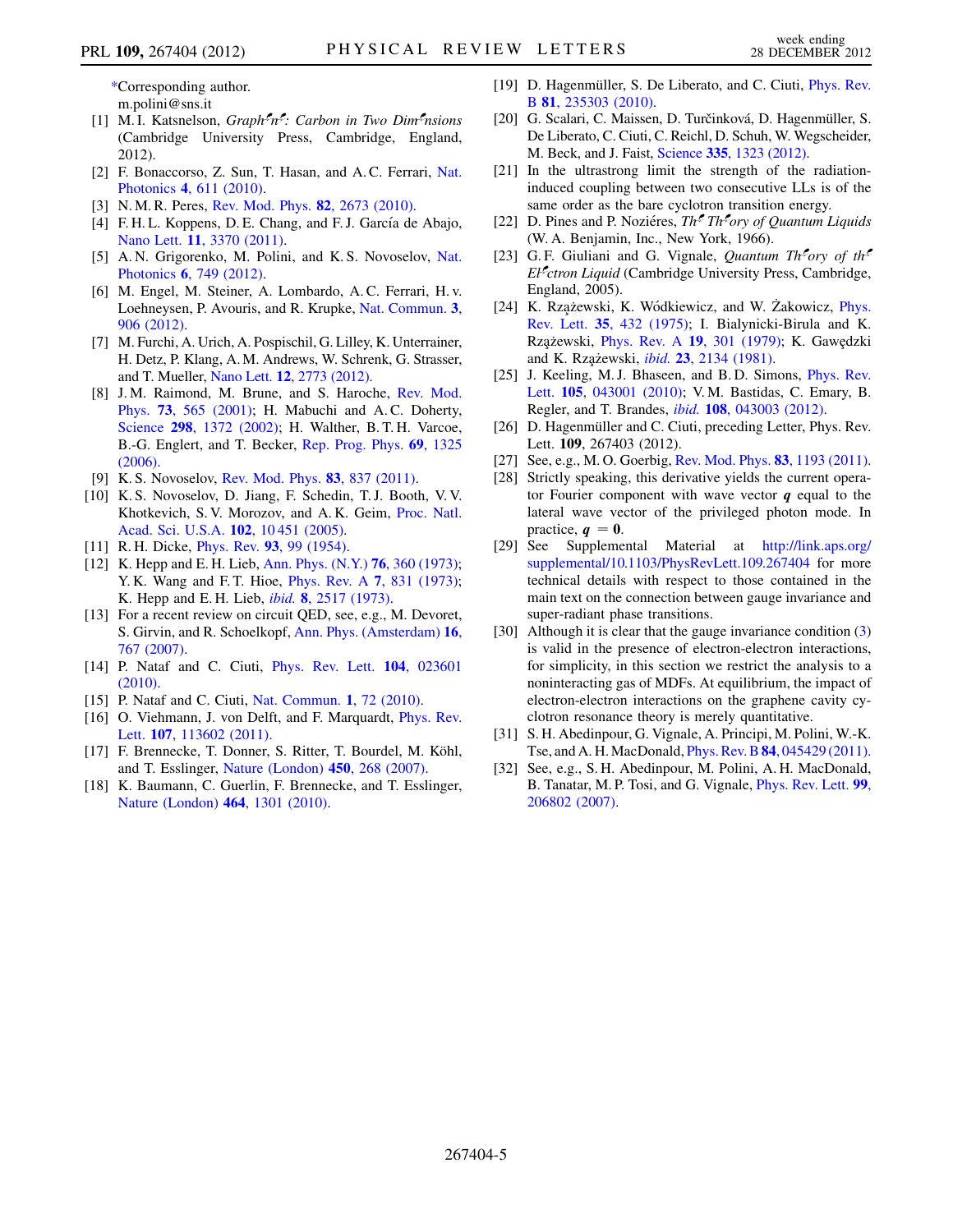*Corresponding author.
m.polini@sns.it

[1] M. I. Katsnelson, *Graphene: Carbon in Two Dimensions* (Cambridge University Press, Cambridge, England, 2012).

[2] F. Bonaccorso, Z. Sun, T. Hasan, and A. C. Ferrari, Nat. Photonics **4**, 611 (2010).

[3] N. M. R. Peres, Rev. Mod. Phys. **82**, 2673 (2010).

[4] F. H. L. Koppens, D. E. Chang, and F. J. García de Abajo, Nano Lett. **11**, 3370 (2011).

[5] A. N. Grigorenko, M. Polini, and K. S. Novoselov, Nat. Photonics **6**, 749 (2012).

[6] M. Engel, M. Steiner, A. Lombardo, A. C. Ferrari, H. v. Loehneysen, P. Avouris, and R. Krupke, Nat. Commun. **3**, 906 (2012).

[7] M. Furchi, A. Urich, A. Pospischil, G. Lilley, K. Unterrainer, H. Detz, P. Klang, A. M. Andrews, W. Schrenk, G. Strasser, and T. Mueller, Nano Lett. **12**, 2773 (2012).

[8] J. M. Raimond, M. Brune, and S. Haroche, Rev. Mod. Phys. **73**, 565 (2001); H. Mabuchi and A. C. Doherty, Science **298**, 1372 (2002); H. Walther, B. T. H. Varcoe, B.-G. Englert, and T. Becker, Rep. Prog. Phys. **69**, 1325 (2006).

[9] K. S. Novoselov, Rev. Mod. Phys. **83**, 837 (2011).

[10] K. S. Novoselov, D. Jiang, F. Schedin, T. J. Booth, V. V. Khotkevich, S. V. Morozov, and A. K. Geim, Proc. Natl. Acad. Sci. U.S.A. **102**, 10 451 (2005).

[11] R. H. Dicke, Phys. Rev. **93**, 99 (1954).

[12] K. Hepp and E. H. Lieb, Ann. Phys. (N.Y.) **76**, 360 (1973); Y. K. Wang and F. T. Hioe, Phys. Rev. A **7**, 831 (1973); K. Hepp and E. H. Lieb, *ibid.* **8**, 2517 (1973).

[13] For a recent review on circuit QED, see, e.g., M. Devoret, S. Girvin, and R. Schoelkopf, Ann. Phys. (Amsterdam) **16**, 767 (2007).

[14] P. Nataf and C. Ciuti, Phys. Rev. Lett. **104**, 023601 (2010).

[15] P. Nataf and C. Ciuti, Nat. Commun. **1**, 72 (2010).

[16] O. Viehmann, J. von Delft, and F. Marquardt, Phys. Rev. Lett. **107**, 113602 (2011).

[17] F. Brennecke, T. Donner, S. Ritter, T. Bourdel, M. Köhl, and T. Esslinger, Nature (London) **450**, 268 (2007).

[18] K. Baumann, C. Guerlin, F. Brennecke, and T. Esslinger, Nature (London) **464**, 1301 (2010).

[19] D. Hagenmüller, S. De Liberato, and C. Ciuti, Phys. Rev. B **81**, 235303 (2010).

[20] G. Scalari, C. Maissen, D. Turčinková, D. Hagenmüller, S. De Liberato, C. Ciuti, C. Reichl, D. Schuh, W. Wegscheider, M. Beck, and J. Faist, Science **335**, 1323 (2012).

[21] In the ultrastrong limit the strength of the radiation-induced coupling between two consecutive LLs is of the same order as the bare cyclotron transition energy.

[22] D. Pines and P. Noziéres, *The Theory of Quantum Liquids* (W. A. Benjamin, Inc., New York, 1966).

[23] G. F. Giuliani and G. Vignale, *Quantum Theory of the Electron Liquid* (Cambridge University Press, Cambridge, England, 2005).

[24] K. Rzążewski, K. Wódkiewicz, and W. Żakowicz, Phys. Rev. Lett. **35**, 432 (1975); I. Bialynicki-Birula and K. Rzążewski, Phys. Rev. A **19**, 301 (1979); K. Gawędzki and K. Rzążewski, *ibid.* **23**, 2134 (1981).

[25] J. Keeling, M. J. Bhaseen, and B. D. Simons, Phys. Rev. Lett. **105**, 043001 (2010); V. M. Bastidas, C. Emary, B. Regler, and T. Brandes, *ibid.* **108**, 043003 (2012).

[26] D. Hagenmüller and C. Ciuti, preceding Letter, Phys. Rev. Lett. **109**, 267403 (2012).

[27] See, e.g., M. O. Goerbig, Rev. Mod. Phys. **83**, 1193 (2011).

[28] Strictly speaking, this derivative yields the current operator Fourier component with wave vector $\boldsymbol{q}$ equal to the lateral wave vector of the privileged photon mode. In practice, $\boldsymbol{q} = \boldsymbol{0}$.

[29] See Supplemental Material at http://link.aps.org/supplemental/10.1103/PhysRevLett.109.267404 for more technical details with respect to those contained in the main text on the connection between gauge invariance and super-radiant phase transitions.

[30] Although it is clear that the gauge invariance condition (3) is valid in the presence of electron-electron interactions, for simplicity, in this section we restrict the analysis to a noninteracting gas of MDFs. At equilibrium, the impact of electron-electron interactions on the graphene cavity cyclotron resonance theory is merely quantitative.

[31] S. H. Abedinpour, G. Vignale, A. Principi, M. Polini, W.-K. Tse, and A. H. MacDonald, Phys. Rev. B **84**, 045429 (2011).

[32] See, e.g., S. H. Abedinpour, M. Polini, A. H. MacDonald, B. Tanatar, M. P. Tosi, and G. Vignale, Phys. Rev. Lett. **99**, 206802 (2007).